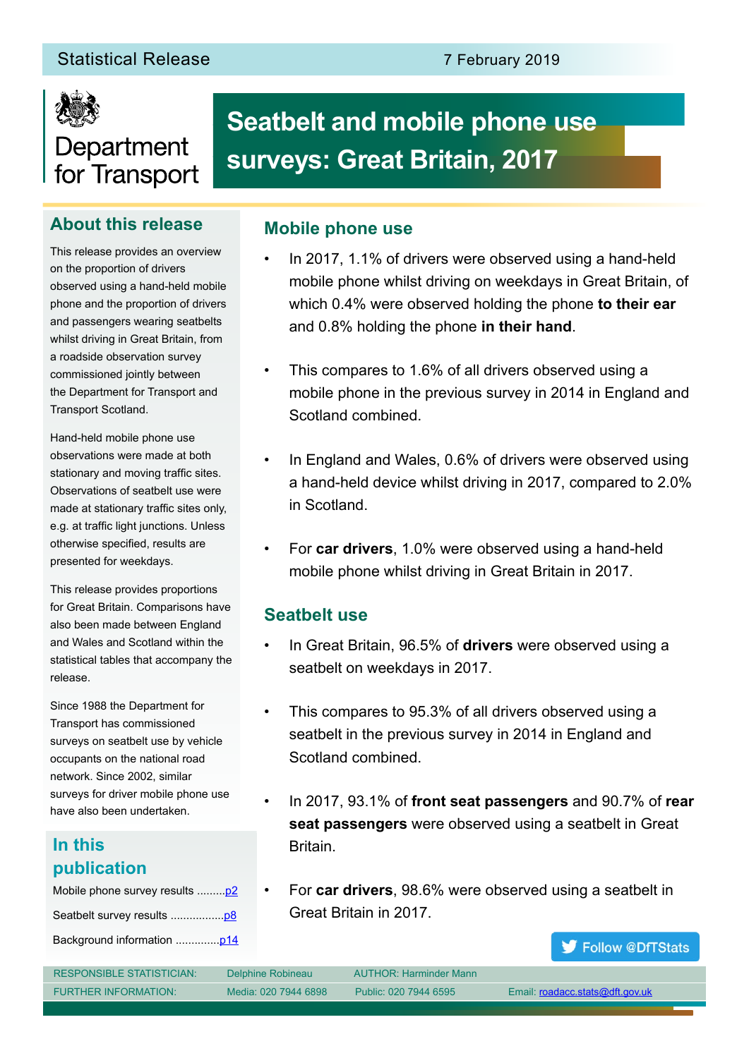Statistical Release

7 February 2019

Department for Transport

# Seatbelt and mobile phone use surveys: Great Britain, 2017

## About this release

This release provides an overview on the proportion of drivers observed using a hand-held mobile phone and the proportion of drivers and passengers wearing seatbelts whilst driving in Great Britain, from a roadside observation survey commissioned jointly between the Department for Transport and Transport Scotland.

Hand-held mobile phone use observations were made at both stationary and moving traffic sites. Observations of seatbelt use were made at stationary traffic sites only, e.g. at traffic light junctions. Unless otherwise specified, results are presented for weekdays.

This release provides proportions for Great Britain. Comparisons have also been made between England and Wales and Scotland within the statistical tables that accompany the release.

Since 1988 the Department for Transport has commissioned surveys on seatbelt use by vehicle occupants on the national road network. Since 2002, similar surveys for driver mobile phone use have also been undertaken.

## In this publication

Mobile phone survey results .........p2

Seatbelt survey results .................p8

Background information ..............p14

## Mobile phone use

- In 2017, 1.1% of drivers were observed using a hand-held mobile phone whilst driving on weekdays in Great Britain, of which 0.4% were observed holding the phone **to their ear** and 0.8% holding the phone **in their hand**.
- This compares to 1.6% of all drivers observed using a mobile phone in the previous survey in 2014 in England and Scotland combined.
- In England and Wales, 0.6% of drivers were observed using a hand-held device whilst driving in 2017, compared to 2.0% in Scotland.
- For **car drivers**, 1.0% were observed using a hand-held mobile phone whilst driving in Great Britain in 2017.

## Seatbelt use

- In Great Britain, 96.5% of **drivers** were observed using a seatbelt on weekdays in 2017.
- This compares to 95.3% of all drivers observed using a seatbelt in the previous survey in 2014 in England and Scotland combined.
- In 2017, 93.1% of **front seat passengers** and 90.7% of **rear seat passengers** were observed using a seatbelt in Great Britain.
- For **car drivers**, 98.6% were observed using a seatbelt in Great Britain in 2017.

Follow @DfTStats

| RESPONSIBLE STATISTICIAN: | Delphine Robineau | AUTHOR: Harminder Mann | |
|---|---|---|---|
| FURTHER INFORMATION: | Media: 020 7944 6898 | Public: 020 7944 6595 | Email: roadacc.stats@dft.gov.uk |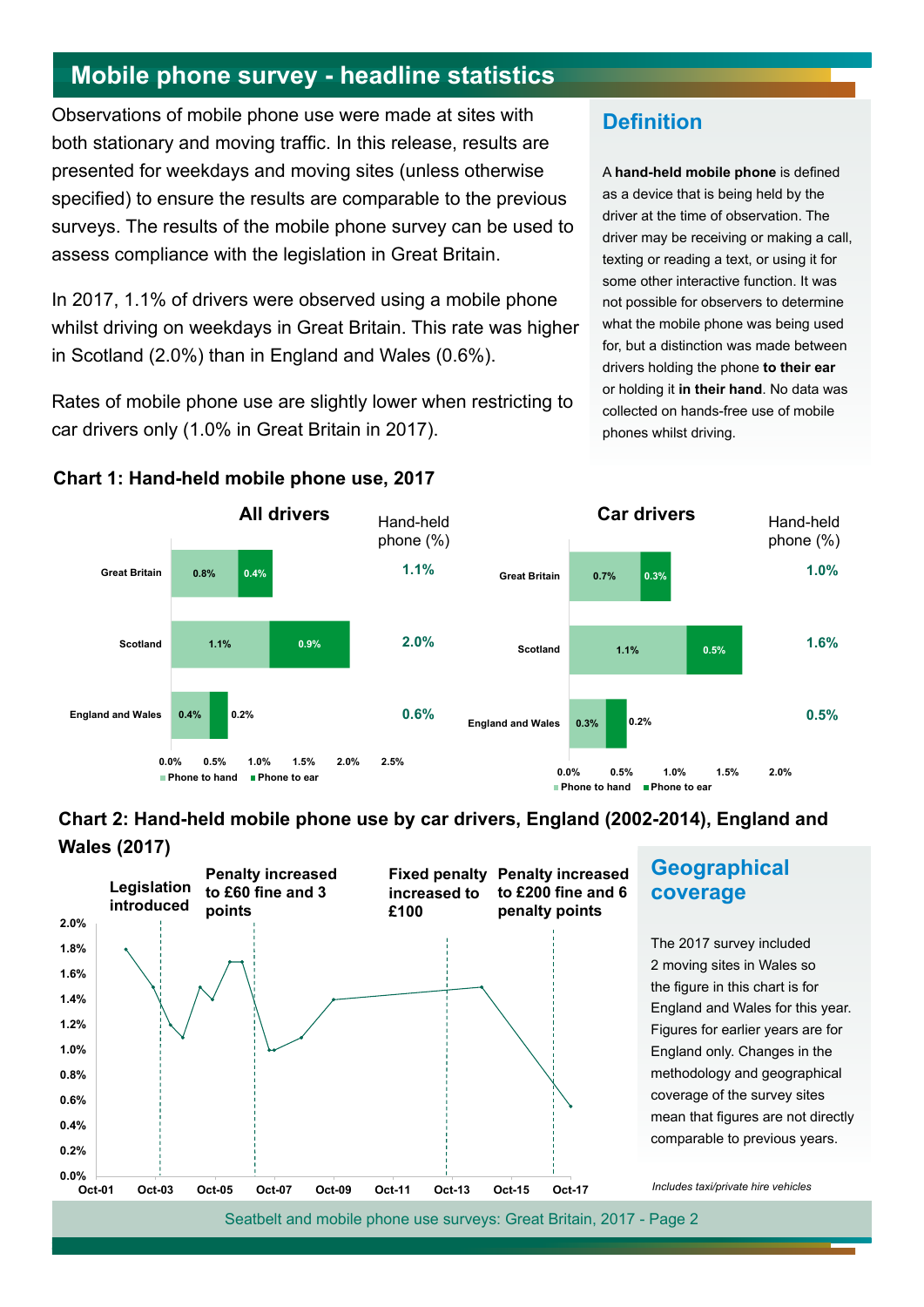## Mobile phone survey - headline statistics

Observations of mobile phone use were made at sites with both stationary and moving traffic. In this release, results are presented for weekdays and moving sites (unless otherwise specified) to ensure the results are comparable to the previous surveys. The results of the mobile phone survey can be used to assess compliance with the legislation in Great Britain.

In 2017, 1.1% of drivers were observed using a mobile phone whilst driving on weekdays in Great Britain. This rate was higher in Scotland (2.0%) than in England and Wales (0.6%).

Rates of mobile phone use are slightly lower when restricting to car drivers only (1.0% in Great Britain in 2017).

### Definition

A **hand-held mobile phone** is defined as a device that is being held by the driver at the time of observation. The driver may be receiving or making a call, texting or reading a text, or using it for some other interactive function. It was not possible for observers to determine what the mobile phone was being used for, but a distinction was made between drivers holding the phone **to their ear** or holding it **in their hand**. No data was collected on hands-free use of mobile phones whilst driving.

### Chart 1: Hand-held mobile phone use, 2017

**All drivers**

| | Phone to hand | Phone to ear | Hand-held phone (%) |
|---|---|---|---|
| Great Britain | 0.8% | 0.4% | 1.1% |
| Scotland | 1.1% | 0.9% | 2.0% |
| England and Wales | 0.4% | 0.2% | 0.6% |

**Car drivers**

| | Phone to hand | Phone to ear | Hand-held phone (%) |
|---|---|---|---|
| Great Britain | 0.7% | 0.3% | 1.0% |
| Scotland | 1.1% | 0.5% | 1.6% |
| England and Wales | 0.3% | 0.2% | 0.5% |

### Chart 2: Hand-held mobile phone use by car drivers, England (2002-2014), England and Wales (2017)

Chart annotations: Legislation introduced; Penalty increased to £60 fine and 3 points; Fixed penalty increased to £100; Penalty increased to £200 fine and 6 penalty points

### Geographical coverage

The 2017 survey included 2 moving sites in Wales so the figure in this chart is for England and Wales for this year. Figures for earlier years are for England only. Changes in the methodology and geographical coverage of the survey sites mean that figures are not directly comparable to previous years.

*Includes taxi/private hire vehicles*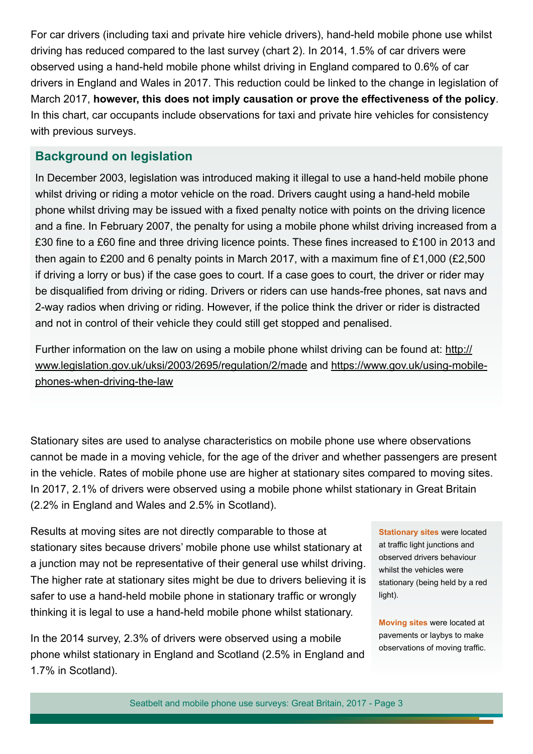For car drivers (including taxi and private hire vehicle drivers), hand-held mobile phone use whilst driving has reduced compared to the last survey (chart 2). In 2014, 1.5% of car drivers were observed using a hand-held mobile phone whilst driving in England compared to 0.6% of car drivers in England and Wales in 2017. This reduction could be linked to the change in legislation of March 2017, **however, this does not imply causation or prove the effectiveness of the policy**. In this chart, car occupants include observations for taxi and private hire vehicles for consistency with previous surveys.

## Background on legislation

In December 2003, legislation was introduced making it illegal to use a hand-held mobile phone whilst driving or riding a motor vehicle on the road. Drivers caught using a hand-held mobile phone whilst driving may be issued with a fixed penalty notice with points on the driving licence and a fine. In February 2007, the penalty for using a mobile phone whilst driving increased from a £30 fine to a £60 fine and three driving licence points. These fines increased to £100 in 2013 and then again to £200 and 6 penalty points in March 2017, with a maximum fine of £1,000 (£2,500 if driving a lorry or bus) if the case goes to court. If a case goes to court, the driver or rider may be disqualified from driving or riding. Drivers or riders can use hands-free phones, sat navs and 2-way radios when driving or riding. However, if the police think the driver or rider is distracted and not in control of their vehicle they could still get stopped and penalised.

Further information on the law on using a mobile phone whilst driving can be found at: [http://www.legislation.gov.uk/uksi/2003/2695/regulation/2/made](http://www.legislation.gov.uk/uksi/2003/2695/regulation/2/made) and [https://www.gov.uk/using-mobile-phones-when-driving-the-law](https://www.gov.uk/using-mobile-phones-when-driving-the-law)

Stationary sites are used to analyse characteristics on mobile phone use where observations cannot be made in a moving vehicle, for the age of the driver and whether passengers are present in the vehicle. Rates of mobile phone use are higher at stationary sites compared to moving sites. In 2017, 2.1% of drivers were observed using a mobile phone whilst stationary in Great Britain (2.2% in England and Wales and 2.5% in Scotland).

Results at moving sites are not directly comparable to those at stationary sites because drivers' mobile phone use whilst stationary at a junction may not be representative of their general use whilst driving. The higher rate at stationary sites might be due to drivers believing it is safer to use a hand-held mobile phone in stationary traffic or wrongly thinking it is legal to use a hand-held mobile phone whilst stationary.

In the 2014 survey, 2.3% of drivers were observed using a mobile phone whilst stationary in England and Scotland (2.5% in England and 1.7% in Scotland).

**Stationary sites** were located at traffic light junctions and observed drivers behaviour whilst the vehicles were stationary (being held by a red light).

**Moving sites** were located at pavements or laybys to make observations of moving traffic.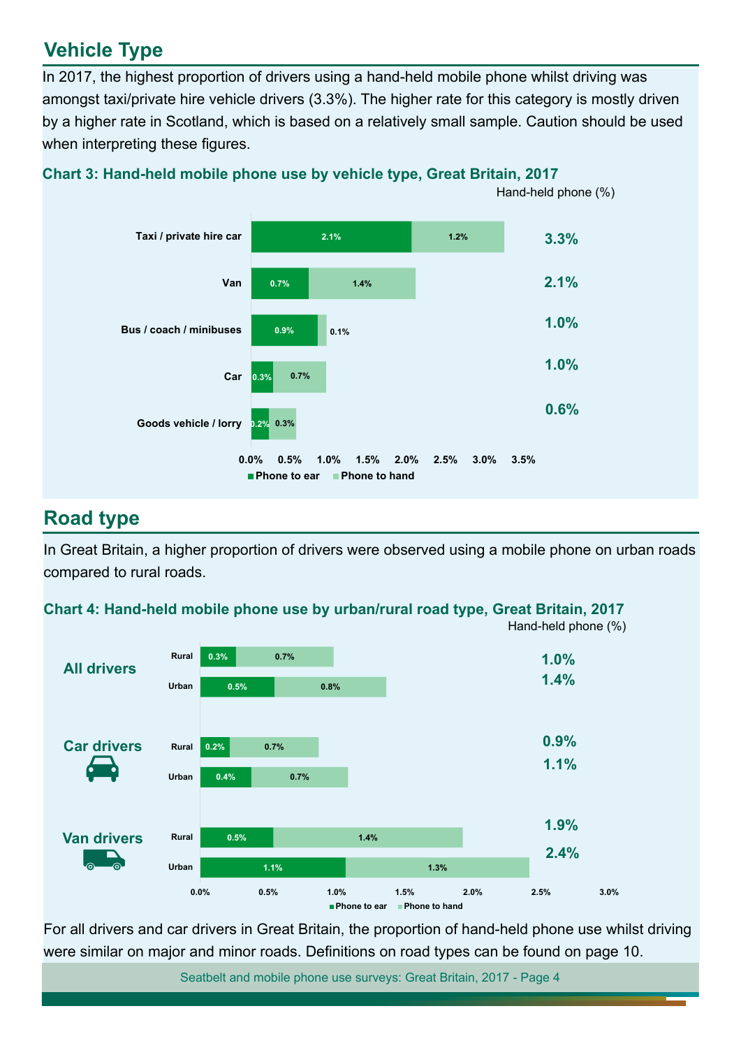## Vehicle Type

In 2017, the highest proportion of drivers using a hand-held mobile phone whilst driving was amongst taxi/private hire vehicle drivers (3.3%). The higher rate for this category is mostly driven by a higher rate in Scotland, which is based on a relatively small sample. Caution should be used when interpreting these figures.

**Chart 3: Hand-held mobile phone use by vehicle type, Great Britain, 2017**

| Vehicle type | Phone to ear | Phone to hand | Hand-held phone (%) |
|---|---|---|---|
| Taxi / private hire car | 2.1% | 1.2% | 3.3% |
| Van | 0.7% | 1.4% | 2.1% |
| Bus / coach / minibuses | 0.9% | 0.1% | 1.0% |
| Car | 0.3% | 0.7% | 1.0% |
| Goods vehicle / lorry | 0.2% | 0.3% | 0.6% |

## Road type

In Great Britain, a higher proportion of drivers were observed using a mobile phone on urban roads compared to rural roads.

**Chart 4: Hand-held mobile phone use by urban/rural road type, Great Britain, 2017**

| Drivers | Road type | Phone to ear | Phone to hand | Hand-held phone (%) |
|---|---|---|---|---|
| All drivers | Rural | 0.3% | 0.7% | 1.0% |
| | Urban | 0.5% | 0.8% | 1.4% |
| Car drivers | Rural | 0.2% | 0.7% | 0.9% |
| | Urban | 0.4% | 0.7% | 1.1% |
| Van drivers | Rural | 0.5% | 1.4% | 1.9% |
| | Urban | 1.1% | 1.3% | 2.4% |

For all drivers and car drivers in Great Britain, the proportion of hand-held phone use whilst driving were similar on major and minor roads. Definitions on road types can be found on page 10.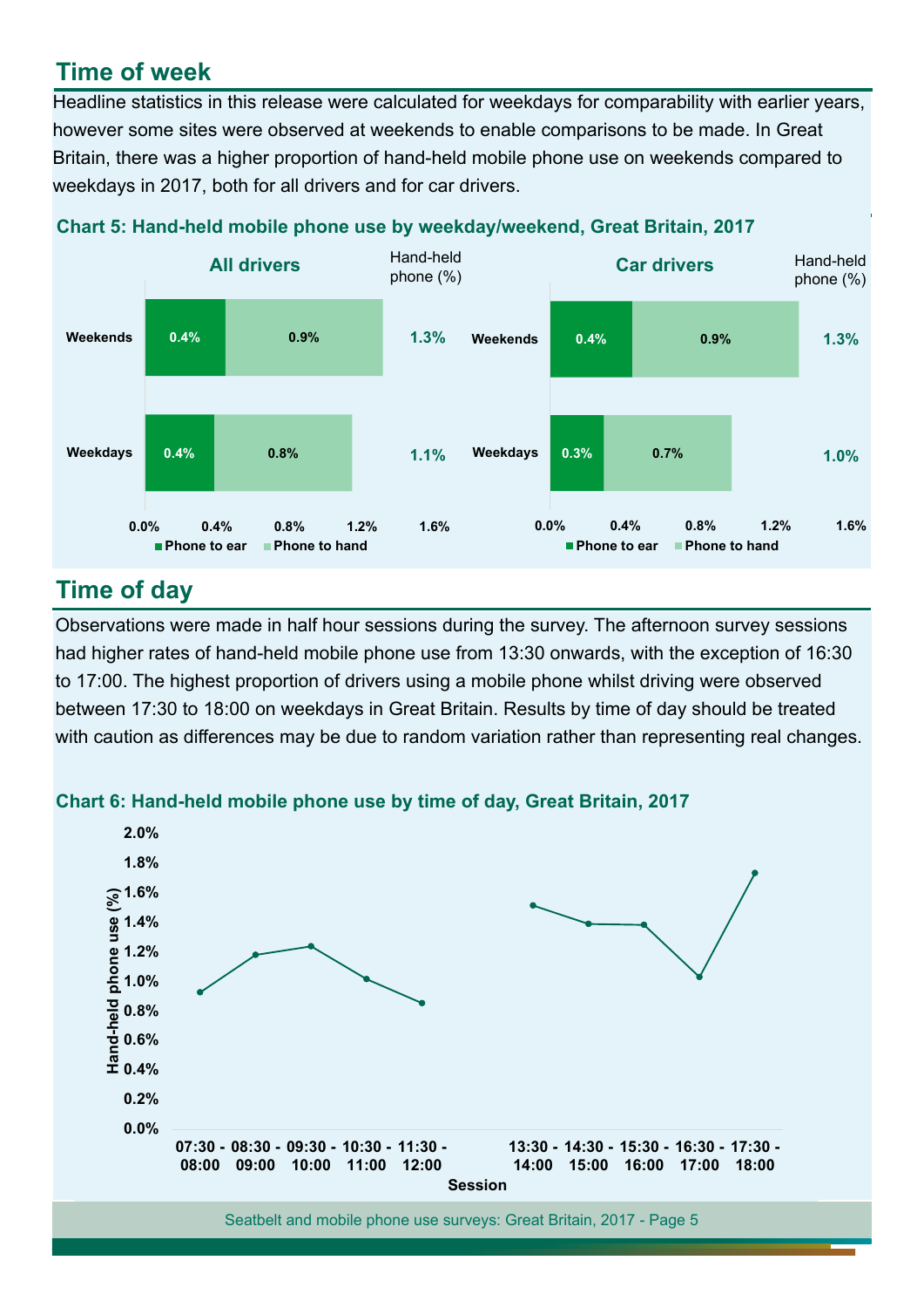## Time of week

Headline statistics in this release were calculated for weekdays for comparability with earlier years, however some sites were observed at weekends to enable comparisons to be made. In Great Britain, there was a higher proportion of hand-held mobile phone use on weekends compared to weekdays in 2017, both for all drivers and for car drivers.

**Chart 5: Hand-held mobile phone use by weekday/weekend, Great Britain, 2017**

**All drivers**

| | Phone to ear | Phone to hand | Hand-held phone (%) |
|---|---|---|---|
| Weekends | 0.4% | 0.9% | 1.3% |
| Weekdays | 0.4% | 0.8% | 1.1% |

**Car drivers**

| | Phone to ear | Phone to hand | Hand-held phone (%) |
|---|---|---|---|
| Weekends | 0.4% | 0.9% | 1.3% |
| Weekdays | 0.3% | 0.7% | 1.0% |

## Time of day

Observations were made in half hour sessions during the survey. The afternoon survey sessions had higher rates of hand-held mobile phone use from 13:30 onwards, with the exception of 16:30 to 17:00. The highest proportion of drivers using a mobile phone whilst driving were observed between 17:30 to 18:00 on weekdays in Great Britain. Results by time of day should be treated with caution as differences may be due to random variation rather than representing real changes.

**Chart 6: Hand-held mobile phone use by time of day, Great Britain, 2017**

Hand-held phone use (%) by session: 07:30 - 08:00, 08:30 - 09:00, 09:30 - 10:00, 10:30 - 11:00, 11:30 - 12:00, 13:30 - 14:00, 14:30 - 15:00, 15:30 - 16:00, 16:30 - 17:00, 17:30 - 18:00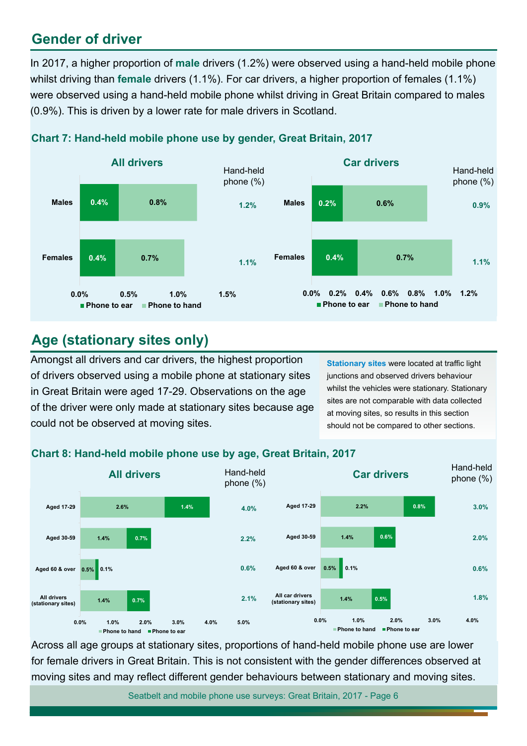## Gender of driver

In 2017, a higher proportion of **male** drivers (1.2%) were observed using a hand-held mobile phone whilst driving than **female** drivers (1.1%). For car drivers, a higher proportion of females (1.1%) were observed using a hand-held mobile phone whilst driving in Great Britain compared to males (0.9%). This is driven by a lower rate for male drivers in Scotland.

### Chart 7: Hand-held mobile phone use by gender, Great Britain, 2017

**All drivers**

| | Phone to ear | Phone to hand | Hand-held phone (%) |
|---|---|---|---|
| Males | 0.4% | 0.8% | 1.2% |
| Females | 0.4% | 0.7% | 1.1% |

**Car drivers**

| | Phone to ear | Phone to hand | Hand-held phone (%) |
|---|---|---|---|
| Males | 0.2% | 0.6% | 0.9% |
| Females | 0.4% | 0.7% | 1.1% |

## Age (stationary sites only)

Amongst all drivers and car drivers, the highest proportion of drivers observed using a mobile phone at stationary sites in Great Britain were aged 17-29. Observations on the age of the driver were only made at stationary sites because age could not be observed at moving sites.

**Stationary sites** were located at traffic light junctions and observed drivers behaviour whilst the vehicles were stationary. Stationary sites are not comparable with data collected at moving sites, so results in this section should not be compared to other sections.

### Chart 8: Hand-held mobile phone use by age, Great Britain, 2017

**All drivers**

| | Phone to hand | Phone to ear | Hand-held phone (%) |
|---|---|---|---|
| Aged 17-29 | 2.6% | 1.4% | 4.0% |
| Aged 30-59 | 1.4% | 0.7% | 2.2% |
| Aged 60 & over | 0.5% | 0.1% | 0.6% |
| All drivers (stationary sites) | 1.4% | 0.7% | 2.1% |

**Car drivers**

| | Phone to hand | Phone to ear | Hand-held phone (%) |
|---|---|---|---|
| Aged 17-29 | 2.2% | 0.8% | 3.0% |
| Aged 30-59 | 1.4% | 0.6% | 2.0% |
| Aged 60 & over | 0.5% | 0.1% | 0.6% |
| All car drivers (stationary sites) | 1.4% | 0.5% | 1.8% |

Across all age groups at stationary sites, proportions of hand-held mobile phone use are lower for female drivers in Great Britain. This is not consistent with the gender differences observed at moving sites and may reflect different gender behaviours between stationary and moving sites.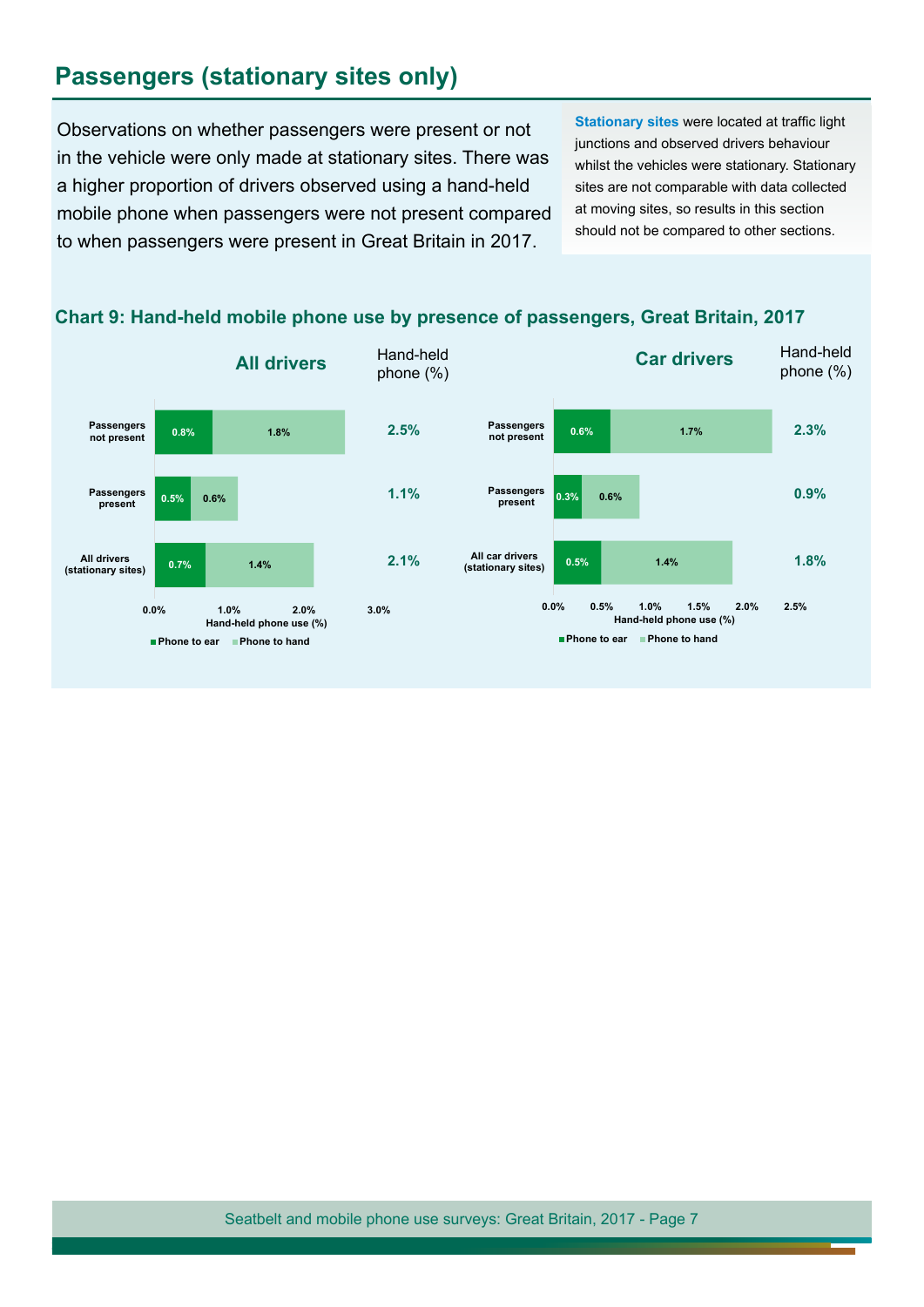## Passengers (stationary sites only)

Observations on whether passengers were present or not in the vehicle were only made at stationary sites. There was a higher proportion of drivers observed using a hand-held mobile phone when passengers were not present compared to when passengers were present in Great Britain in 2017.

**Stationary sites** were located at traffic light junctions and observed drivers behaviour whilst the vehicles were stationary. Stationary sites are not comparable with data collected at moving sites, so results in this section should not be compared to other sections.

### Chart 9: Hand-held mobile phone use by presence of passengers, Great Britain, 2017

**All drivers**

| | Phone to ear | Phone to hand | Hand-held phone (%) |
|---|---|---|---|
| Passengers not present | 0.8% | 1.8% | 2.5% |
| Passengers present | 0.5% | 0.6% | 1.1% |
| All drivers (stationary sites) | 0.7% | 1.4% | 2.1% |

**Car drivers**

| | Phone to ear | Phone to hand | Hand-held phone (%) |
|---|---|---|---|
| Passengers not present | 0.6% | 1.7% | 2.3% |
| Passengers present | 0.3% | 0.6% | 0.9% |
| All car drivers (stationary sites) | 0.5% | 1.4% | 1.8% |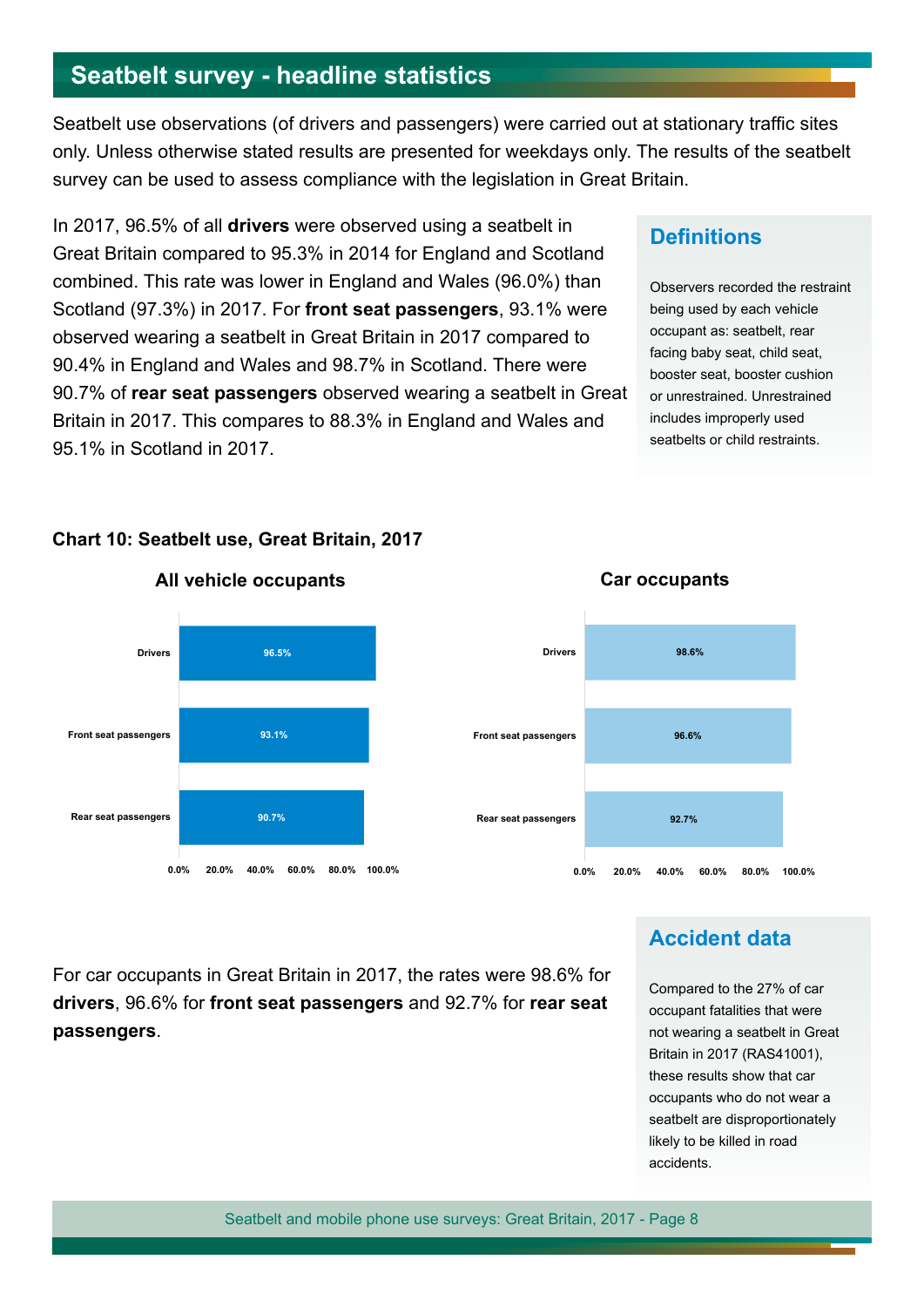## Seatbelt survey - headline statistics

Seatbelt use observations (of drivers and passengers) were carried out at stationary traffic sites only. Unless otherwise stated results are presented for weekdays only. The results of the seatbelt survey can be used to assess compliance with the legislation in Great Britain.

In 2017, 96.5% of all **drivers** were observed using a seatbelt in Great Britain compared to 95.3% in 2014 for England and Scotland combined. This rate was lower in England and Wales (96.0%) than Scotland (97.3%) in 2017. For **front seat passengers**, 93.1% were observed wearing a seatbelt in Great Britain in 2017 compared to 90.4% in England and Wales and 98.7% in Scotland. There were 90.7% of **rear seat passengers** observed wearing a seatbelt in Great Britain in 2017. This compares to 88.3% in England and Wales and 95.1% in Scotland in 2017.

### Definitions

Observers recorded the restraint being used by each vehicle occupant as: seatbelt, rear facing baby seat, child seat, booster seat, booster cushion or unrestrained. Unrestrained includes improperly used seatbelts or child restraints.

**Chart 10: Seatbelt use, Great Britain, 2017**

**All vehicle occupants**

| | Seatbelt use |
|---|---|
| Drivers | 96.5% |
| Front seat passengers | 93.1% |
| Rear seat passengers | 90.7% |

**Car occupants**

| | Seatbelt use |
|---|---|
| Drivers | 98.6% |
| Front seat passengers | 96.6% |
| Rear seat passengers | 92.7% |

For car occupants in Great Britain in 2017, the rates were 98.6% for **drivers**, 96.6% for **front seat passengers** and 92.7% for **rear seat passengers**.

### Accident data

Compared to the 27% of car occupant fatalities that were not wearing a seatbelt in Great Britain in 2017 (RAS41001), these results show that car occupants who do not wear a seatbelt are disproportionately likely to be killed in road accidents.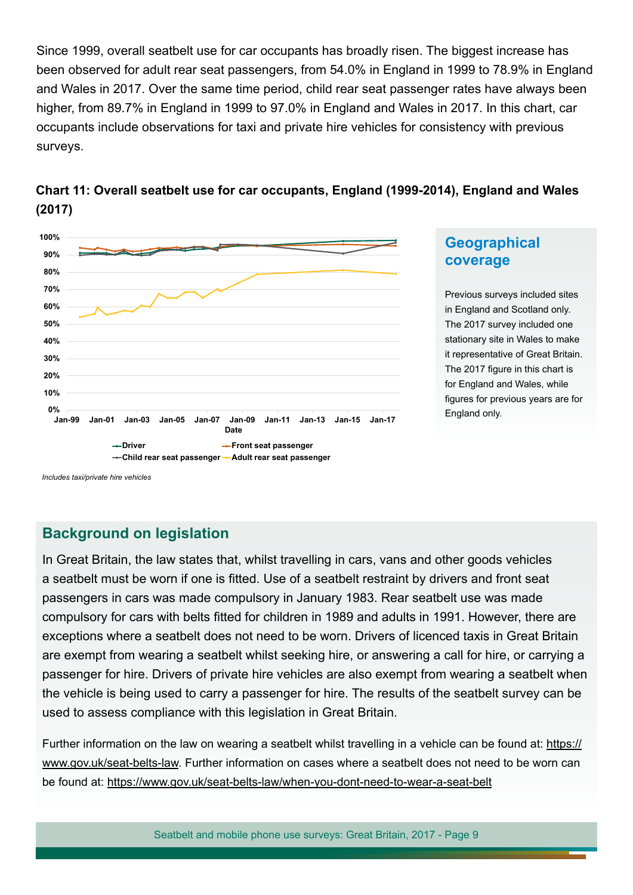Since 1999, overall seatbelt use for car occupants has broadly risen. The biggest increase has been observed for adult rear seat passengers, from 54.0% in England in 1999 to 78.9% in England and Wales in 2017. Over the same time period, child rear seat passenger rates have always been higher, from 89.7% in England in 1999 to 97.0% in England and Wales in 2017. In this chart, car occupants include observations for taxi and private hire vehicles for consistency with previous surveys.

**Chart 11: Overall seatbelt use for car occupants, England (1999-2014), England and Wales (2017)**

*Includes taxi/private hire vehicles*

### Geographical coverage

Previous surveys included sites in England and Scotland only. The 2017 survey included one stationary site in Wales to make it representative of Great Britain. The 2017 figure in this chart is for England and Wales, while figures for previous years are for England only.

## Background on legislation

In Great Britain, the law states that, whilst travelling in cars, vans and other goods vehicles a seatbelt must be worn if one is fitted. Use of a seatbelt restraint by drivers and front seat passengers in cars was made compulsory in January 1983. Rear seatbelt use was made compulsory for cars with belts fitted for children in 1989 and adults in 1991. However, there are exceptions where a seatbelt does not need to be worn. Drivers of licenced taxis in Great Britain are exempt from wearing a seatbelt whilst seeking hire, or answering a call for hire, or carrying a passenger for hire. Drivers of private hire vehicles are also exempt from wearing a seatbelt when the vehicle is being used to carry a passenger for hire. The results of the seatbelt survey can be used to assess compliance with this legislation in Great Britain.

Further information on the law on wearing a seatbelt whilst travelling in a vehicle can be found at: https://www.gov.uk/seat-belts-law. Further information on cases where a seatbelt does not need to be worn can be found at: https://www.gov.uk/seat-belts-law/when-you-dont-need-to-wear-a-seat-belt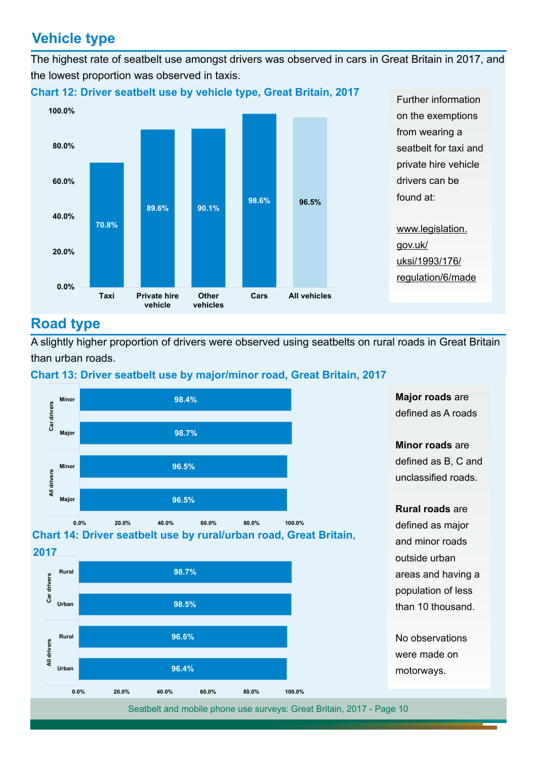## Vehicle type

The highest rate of seatbelt use amongst drivers was observed in cars in Great Britain in 2017, and the lowest proportion was observed in taxis.

**Chart 12: Driver seatbelt use by vehicle type, Great Britain, 2017**

| Vehicle type | Seatbelt use |
|---|---|
| Taxi | 70.8% |
| Private hire vehicle | 89.6% |
| Other vehicles | 90.1% |
| Cars | 98.6% |
| All vehicles | 96.5% |

Further information on the exemptions from wearing a seatbelt for taxi and private hire vehicle drivers can be found at:

www.legislation.gov.uk/uksi/1993/176/regulation/6/made

## Road type

A slightly higher proportion of drivers were observed using seatbelts on rural roads in Great Britain than urban roads.

**Chart 13: Driver seatbelt use by major/minor road, Great Britain, 2017**

| Drivers | Road | Seatbelt use |
|---|---|---|
| Car drivers | Minor | 98.4% |
| Car drivers | Major | 98.7% |
| All drivers | Minor | 96.5% |
| All drivers | Major | 96.5% |

**Chart 14: Driver seatbelt use by rural/urban road, Great Britain, 2017**

| Drivers | Road | Seatbelt use |
|---|---|---|
| Car drivers | Rural | 98.7% |
| Car drivers | Urban | 98.5% |
| All drivers | Rural | 96.6% |
| All drivers | Urban | 96.4% |

**Major roads** are defined as A roads

**Minor roads** are defined as B, C and unclassified roads.

**Rural roads** are defined as major and minor roads outside urban areas and having a population of less than 10 thousand.

No observations were made on motorways.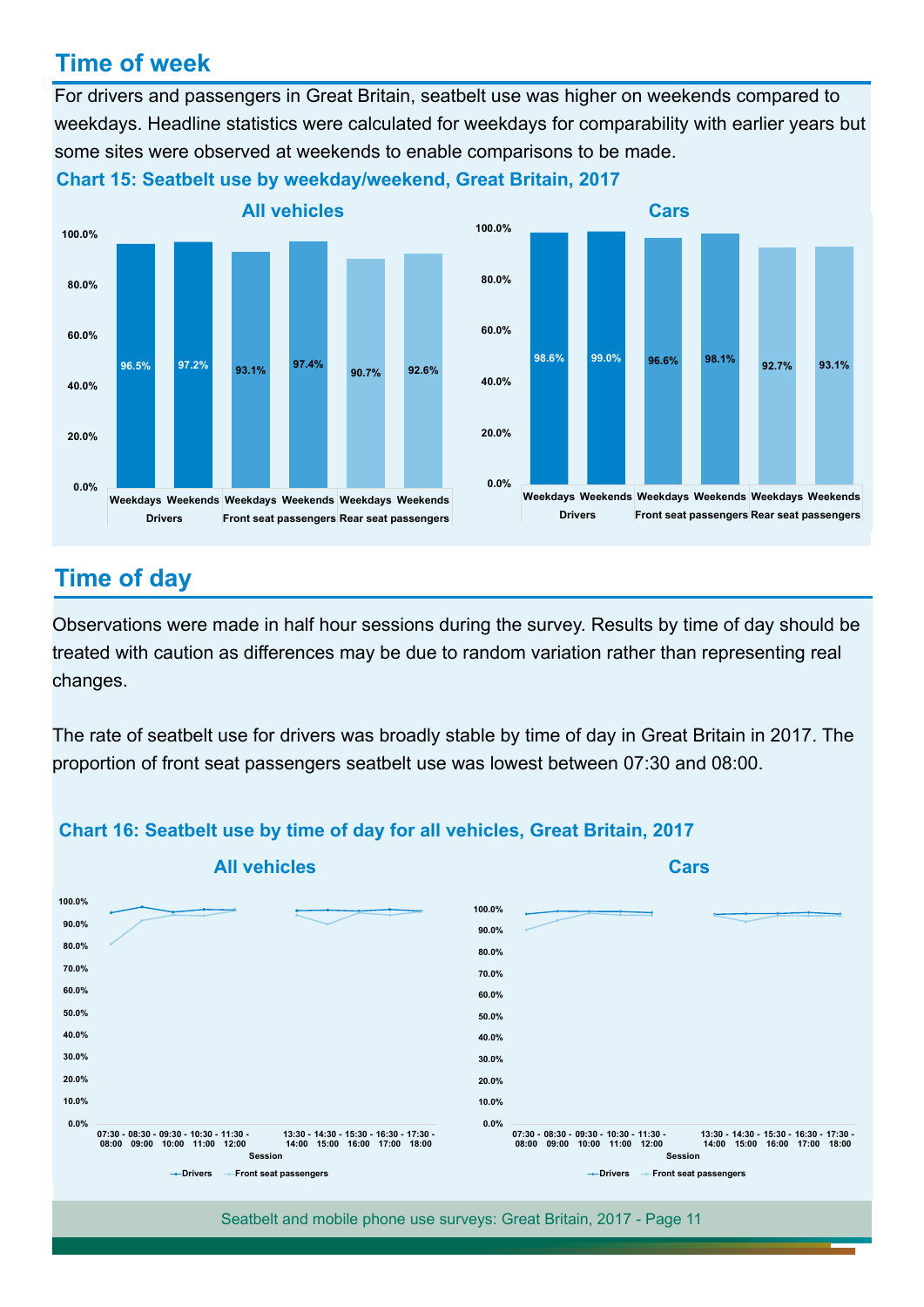## Time of week

For drivers and passengers in Great Britain, seatbelt use was higher on weekends compared to weekdays. Headline statistics were calculated for weekdays for comparability with earlier years but some sites were observed at weekends to enable comparisons to be made.

**Chart 15: Seatbelt use by weekday/weekend, Great Britain, 2017**

**All vehicles**

| | Drivers | | Front seat passengers | | Rear seat passengers | |
|---|---|---|---|---|---|---|
| | Weekdays | Weekends | Weekdays | Weekends | Weekdays | Weekends |
| All vehicles | 96.5% | 97.2% | 93.1% | 97.4% | 90.7% | 92.6% |

**Cars**

| | Drivers | | Front seat passengers | | Rear seat passengers | |
|---|---|---|---|---|---|---|
| | Weekdays | Weekends | Weekdays | Weekends | Weekdays | Weekends |
| Cars | 98.6% | 99.0% | 96.6% | 98.1% | 92.7% | 93.1% |

## Time of day

Observations were made in half hour sessions during the survey. Results by time of day should be treated with caution as differences may be due to random variation rather than representing real changes.

The rate of seatbelt use for drivers was broadly stable by time of day in Great Britain in 2017. The proportion of front seat passengers seatbelt use was lowest between 07:30 and 08:00.

**Chart 16: Seatbelt use by time of day for all vehicles, Great Britain, 2017**

**All vehicles** | **Cars**

Session: 07:30 - 08:00, 08:30 - 09:00, 09:30 - 10:00, 10:30 - 11:00, 11:30 - 12:00, 13:30 - 14:00, 14:30 - 15:00, 15:30 - 16:00, 16:30 - 17:00, 17:30 - 18:00

Legend: Drivers, Front seat passengers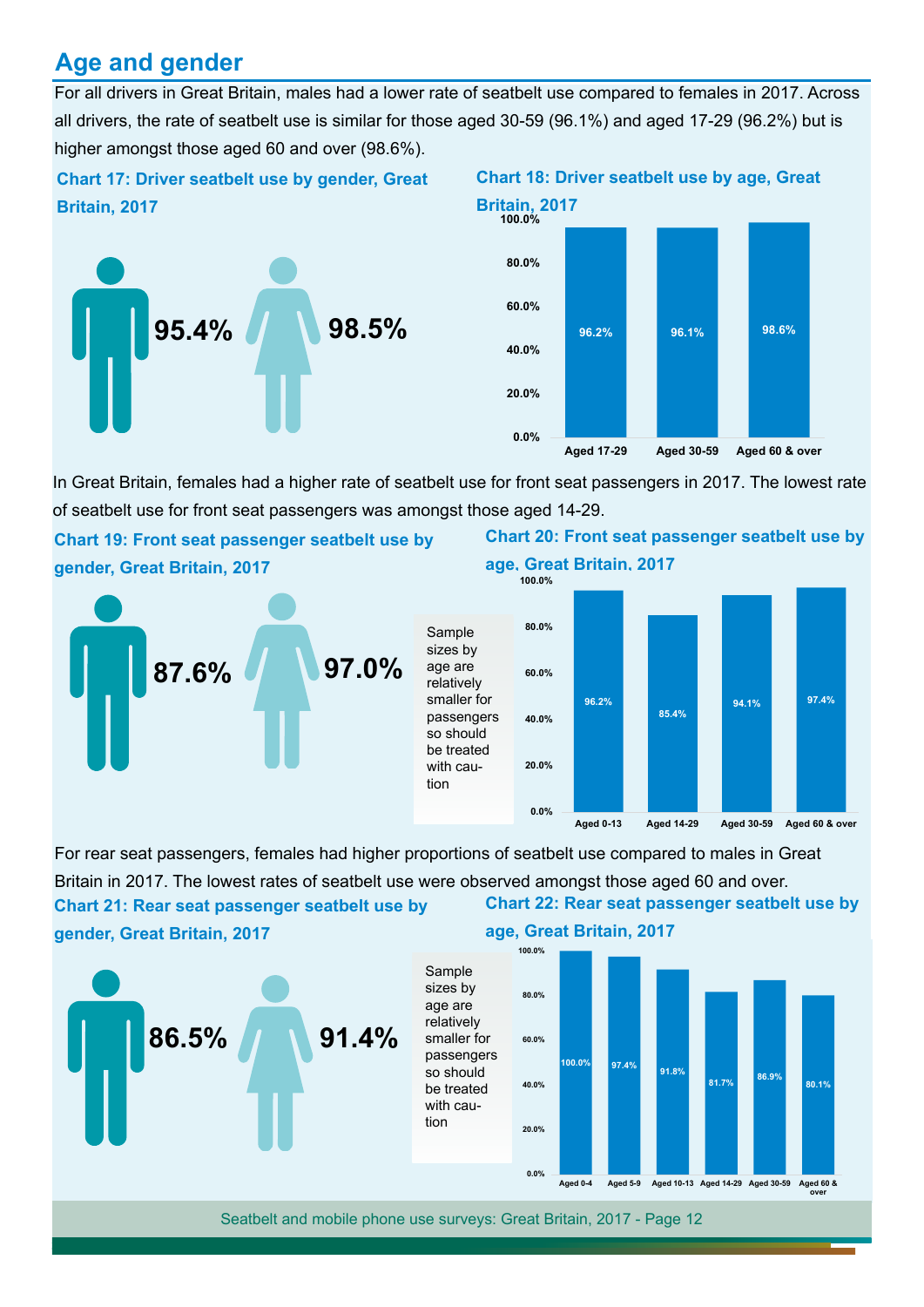## Age and gender

For all drivers in Great Britain, males had a lower rate of seatbelt use compared to females in 2017. Across all drivers, the rate of seatbelt use is similar for those aged 30-59 (96.1%) and aged 17-29 (96.2%) but is higher amongst those aged 60 and over (98.6%).

**Chart 17: Driver seatbelt use by gender, Great Britain, 2017**

| Male | Female |
|---|---|
| 95.4% | 98.5% |

**Chart 18: Driver seatbelt use by age, Great Britain, 2017**

| Aged 17-29 | Aged 30-59 | Aged 60 & over |
|---|---|---|
| 96.2% | 96.1% | 98.6% |

In Great Britain, females had a higher rate of seatbelt use for front seat passengers in 2017. The lowest rate of seatbelt use for front seat passengers was amongst those aged 14-29.

**Chart 19: Front seat passenger seatbelt use by gender, Great Britain, 2017**

| Male | Female |
|---|---|
| 87.6% | 97.0% |

Sample sizes by age are relatively smaller for passengers so should be treated with caution

**Chart 20: Front seat passenger seatbelt use by age, Great Britain, 2017**

| Aged 0-13 | Aged 14-29 | Aged 30-59 | Aged 60 & over |
|---|---|---|---|
| 96.2% | 85.4% | 94.1% | 97.4% |

For rear seat passengers, females had higher proportions of seatbelt use compared to males in Great Britain in 2017. The lowest rates of seatbelt use were observed amongst those aged 60 and over.

**Chart 21: Rear seat passenger seatbelt use by gender, Great Britain, 2017**

| Male | Female |
|---|---|
| 86.5% | 91.4% |

Sample sizes by age are relatively smaller for passengers so should be treated with caution

**Chart 22: Rear seat passenger seatbelt use by age, Great Britain, 2017**

| Aged 0-4 | Aged 5-9 | Aged 10-13 | Aged 14-29 | Aged 30-59 | Aged 60 & over |
|---|---|---|---|---|---|
| 100.0% | 97.4% | 91.8% | 81.7% | 86.9% | 80.1% |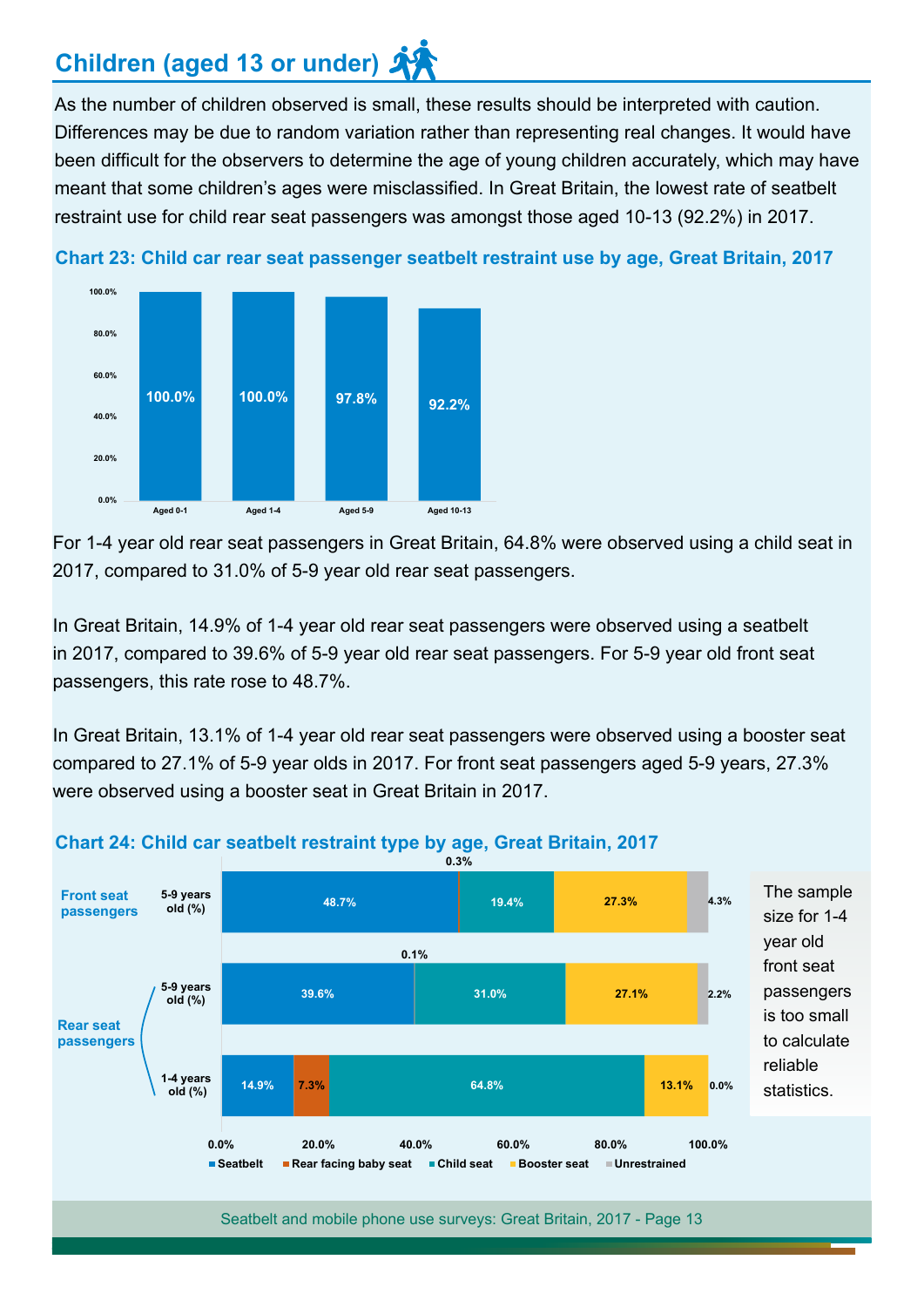## Children (aged 13 or under)

As the number of children observed is small, these results should be interpreted with caution. Differences may be due to random variation rather than representing real changes. It would have been difficult for the observers to determine the age of young children accurately, which may have meant that some children's ages were misclassified. In Great Britain, the lowest rate of seatbelt restraint use for child rear seat passengers was amongst those aged 10-13 (92.2%) in 2017.

**Chart 23: Child car rear seat passenger seatbelt restraint use by age, Great Britain, 2017**

| Age | Restraint use |
|---|---|
| Aged 0-1 | 100.0% |
| Aged 1-4 | 100.0% |
| Aged 5-9 | 97.8% |
| Aged 10-13 | 92.2% |

For 1-4 year old rear seat passengers in Great Britain, 64.8% were observed using a child seat in 2017, compared to 31.0% of 5-9 year old rear seat passengers.

In Great Britain, 14.9% of 1-4 year old rear seat passengers were observed using a seatbelt in 2017, compared to 39.6% of 5-9 year old rear seat passengers. For 5-9 year old front seat passengers, this rate rose to 48.7%.

In Great Britain, 13.1% of 1-4 year old rear seat passengers were observed using a booster seat compared to 27.1% of 5-9 year olds in 2017. For front seat passengers aged 5-9 years, 27.3% were observed using a booster seat in Great Britain in 2017.

**Chart 24: Child car seatbelt restraint type by age, Great Britain, 2017**

| | | Seatbelt | Rear facing baby seat | Child seat | Booster seat | Unrestrained |
|---|---|---|---|---|---|---|
| Front seat passengers | 5-9 years old (%) | 48.7% | 0.3% | 19.4% | 27.3% | 4.3% |
| Rear seat passengers | 5-9 years old (%) | 39.6% | 0.1% | 31.0% | 27.1% | 2.2% |
| Rear seat passengers | 1-4 years old (%) | 14.9% | 7.3% | 64.8% | 13.1% | 0.0% |

The sample size for 1-4 year old front seat passengers is too small to calculate reliable statistics.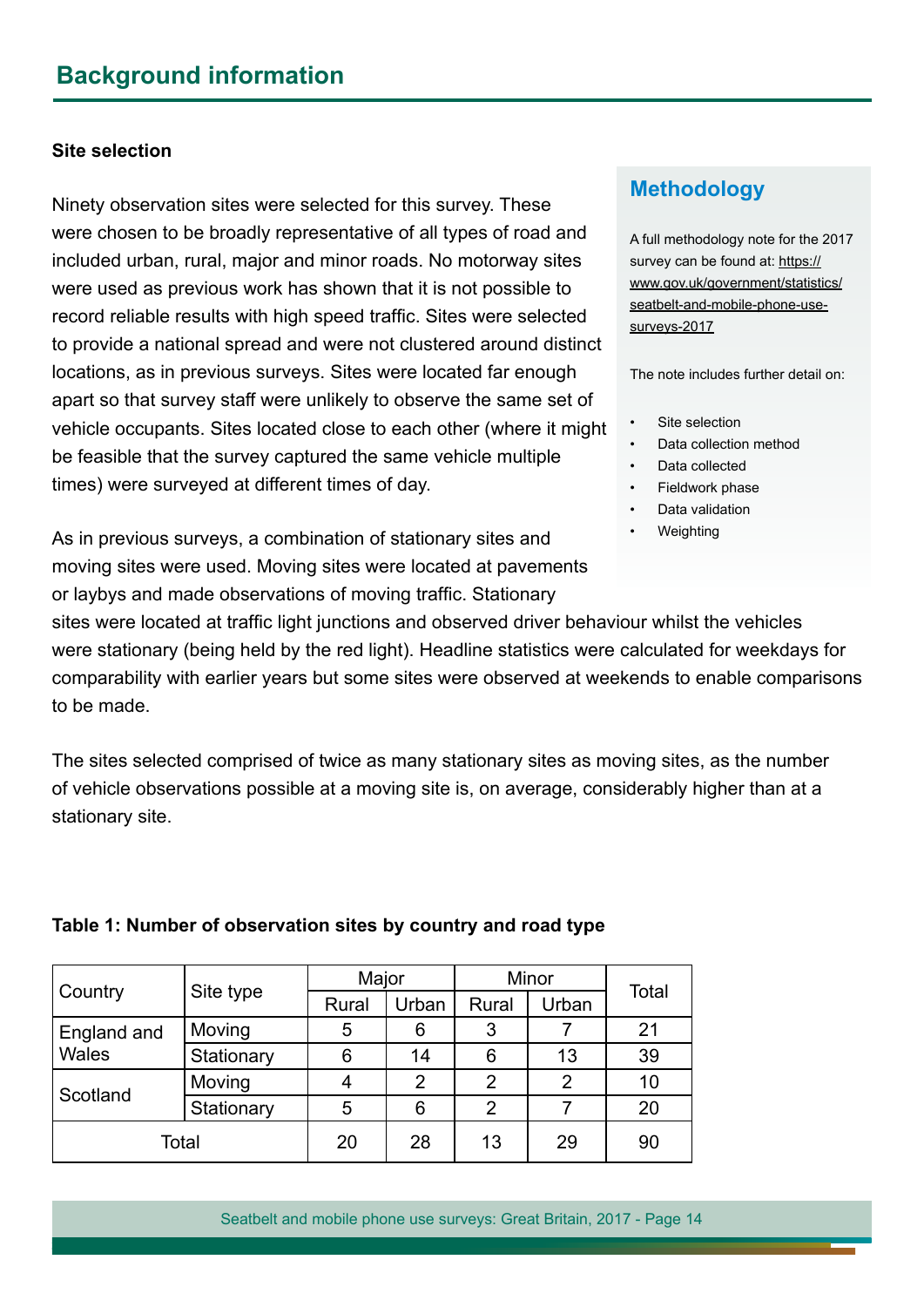## Background information

### Site selection

Ninety observation sites were selected for this survey. These were chosen to be broadly representative of all types of road and included urban, rural, major and minor roads. No motorway sites were used as previous work has shown that it is not possible to record reliable results with high speed traffic. Sites were selected to provide a national spread and were not clustered around distinct locations, as in previous surveys. Sites were located far enough apart so that survey staff were unlikely to observe the same set of vehicle occupants. Sites located close to each other (where it might be feasible that the survey captured the same vehicle multiple times) were surveyed at different times of day.

As in previous surveys, a combination of stationary sites and moving sites were used. Moving sites were located at pavements or laybys and made observations of moving traffic. Stationary sites were located at traffic light junctions and observed driver behaviour whilst the vehicles were stationary (being held by the red light). Headline statistics were calculated for weekdays for comparability with earlier years but some sites were observed at weekends to enable comparisons to be made.

The sites selected comprised of twice as many stationary sites as moving sites, as the number of vehicle observations possible at a moving site is, on average, considerably higher than at a stationary site.

### Methodology

A full methodology note for the 2017 survey can be found at: https://www.gov.uk/government/statistics/seatbelt-and-mobile-phone-use-surveys-2017

The note includes further detail on:

- Site selection
- Data collection method
- Data collected
- Fieldwork phase
- Data validation
- Weighting

**Table 1: Number of observation sites by country and road type**

| Country | Site type | Major | | Minor | | Total |
|---|---|---|---|---|---|---|
| | | Rural | Urban | Rural | Urban | |
| England and Wales | Moving | 5 | 6 | 3 | 7 | 21 |
| | Stationary | 6 | 14 | 6 | 13 | 39 |
| Scotland | Moving | 4 | 2 | 2 | 2 | 10 |
| | Stationary | 5 | 6 | 2 | 7 | 20 |
| Total | | 20 | 28 | 13 | 29 | 90 |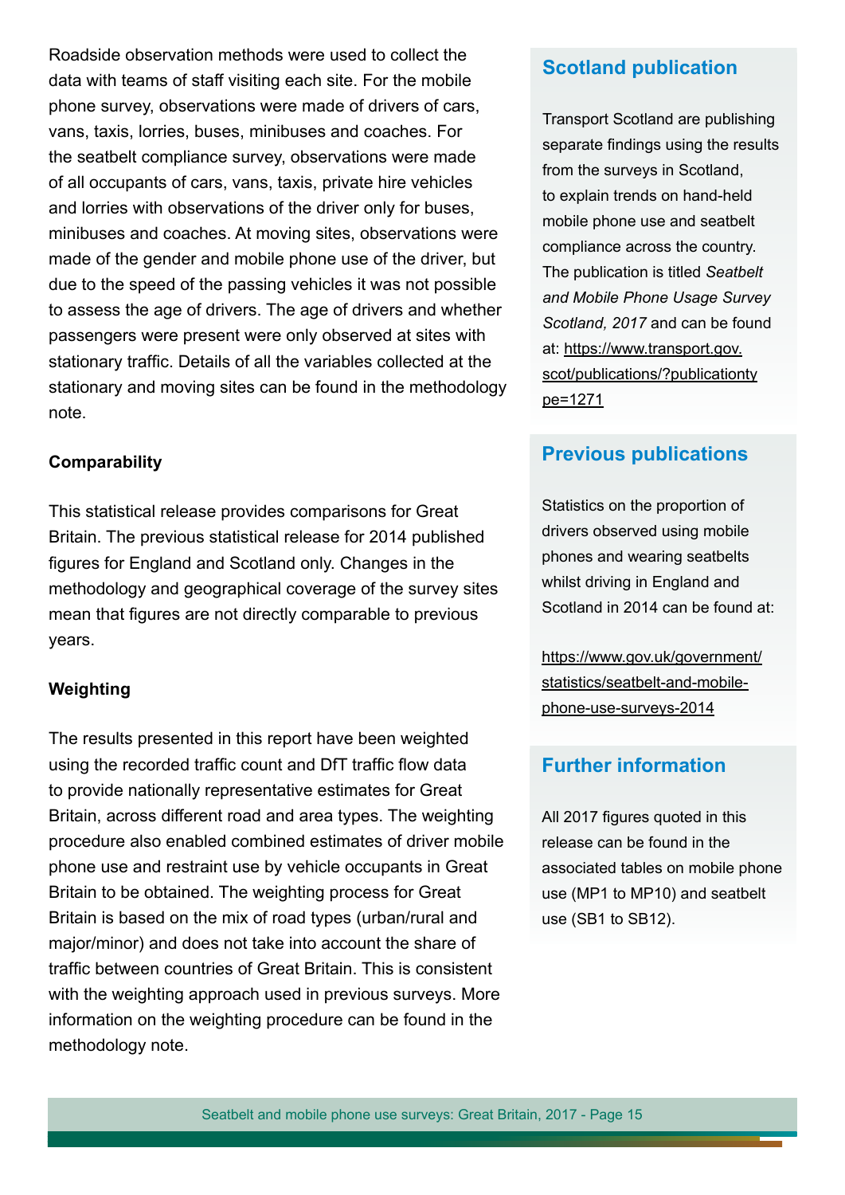Roadside observation methods were used to collect the data with teams of staff visiting each site. For the mobile phone survey, observations were made of drivers of cars, vans, taxis, lorries, buses, minibuses and coaches. For the seatbelt compliance survey, observations were made of all occupants of cars, vans, taxis, private hire vehicles and lorries with observations of the driver only for buses, minibuses and coaches. At moving sites, observations were made of the gender and mobile phone use of the driver, but due to the speed of the passing vehicles it was not possible to assess the age of drivers. The age of drivers and whether passengers were present were only observed at sites with stationary traffic. Details of all the variables collected at the stationary and moving sites can be found in the methodology note.

**Comparability**

This statistical release provides comparisons for Great Britain. The previous statistical release for 2014 published figures for England and Scotland only. Changes in the methodology and geographical coverage of the survey sites mean that figures are not directly comparable to previous years.

**Weighting**

The results presented in this report have been weighted using the recorded traffic count and DfT traffic flow data to provide nationally representative estimates for Great Britain, across different road and area types. The weighting procedure also enabled combined estimates of driver mobile phone use and restraint use by vehicle occupants in Great Britain to be obtained. The weighting process for Great Britain is based on the mix of road types (urban/rural and major/minor) and does not take into account the share of traffic between countries of Great Britain. This is consistent with the weighting approach used in previous surveys. More information on the weighting procedure can be found in the methodology note.

## Scotland publication

Transport Scotland are publishing separate findings using the results from the surveys in Scotland, to explain trends on hand-held mobile phone use and seatbelt compliance across the country. The publication is titled *Seatbelt and Mobile Phone Usage Survey Scotland, 2017* and can be found at: https://www.transport.gov.scot/publications/?publicationtype=1271

## Previous publications

Statistics on the proportion of drivers observed using mobile phones and wearing seatbelts whilst driving in England and Scotland in 2014 can be found at:

https://www.gov.uk/government/statistics/seatbelt-and-mobile-phone-use-surveys-2014

## Further information

All 2017 figures quoted in this release can be found in the associated tables on mobile phone use (MP1 to MP10) and seatbelt use (SB1 to SB12).